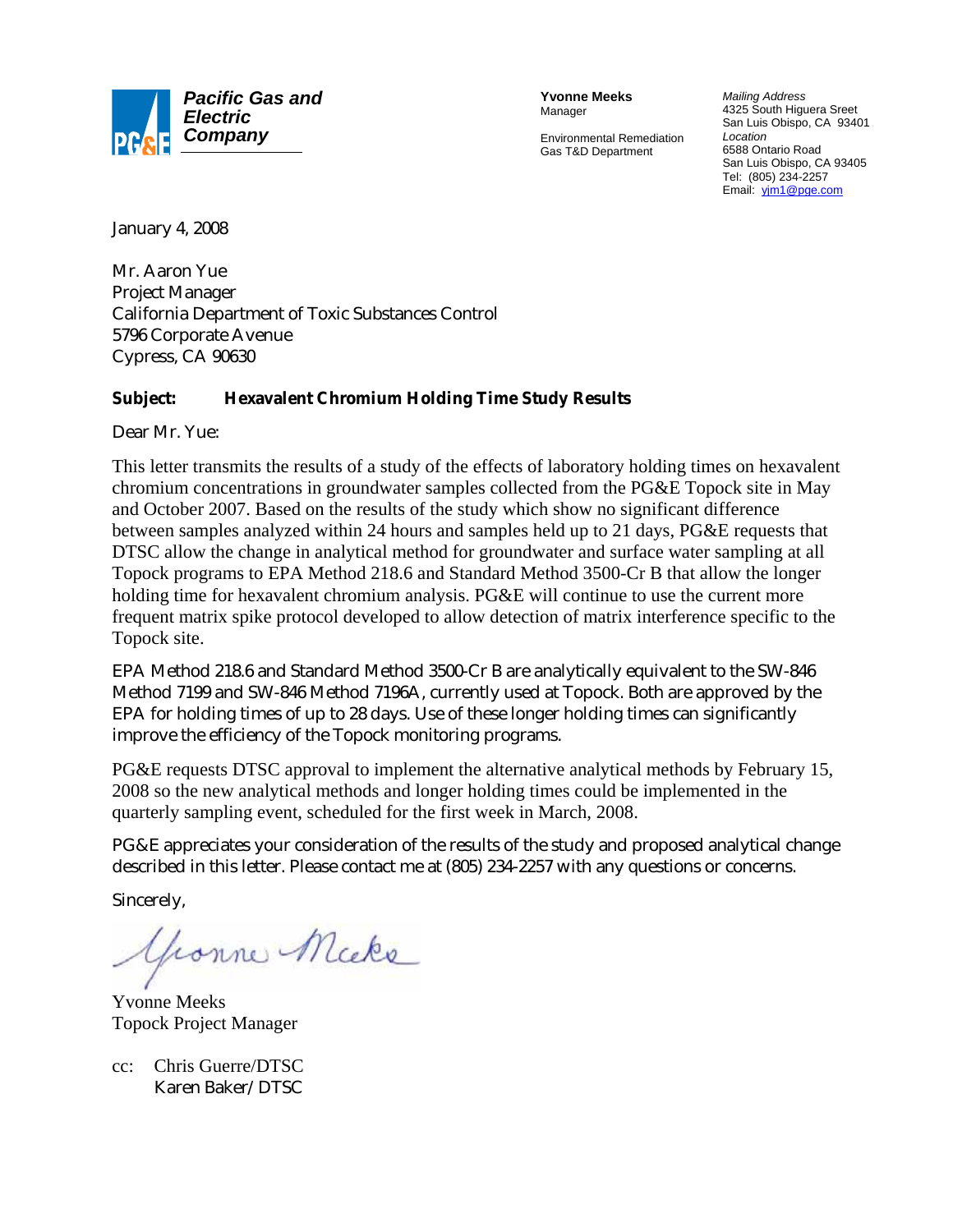**Pacific Gas and Electric Company**

**Yvonne Meeks**
Manager

Environmental Remediation
Gas T&D Department

*Mailing Address*
4325 South Higuera Sreet
San Luis Obispo, CA 93401
*Location*
6588 Ontario Road
San Luis Obispo, CA 93405
Tel: (805) 234-2257
Email: yjm1@pge.com

January 4, 2008

Mr. Aaron Yue
Project Manager
California Department of Toxic Substances Control
5796 Corporate Avenue
Cypress, CA 90630

**Subject: Hexavalent Chromium Holding Time Study Results**

Dear Mr. Yue:

This letter transmits the results of a study of the effects of laboratory holding times on hexavalent chromium concentrations in groundwater samples collected from the PG&E Topock site in May and October 2007. Based on the results of the study which show no significant difference between samples analyzed within 24 hours and samples held up to 21 days, PG&E requests that DTSC allow the change in analytical method for groundwater and surface water sampling at all Topock programs to EPA Method 218.6 and Standard Method 3500-Cr B that allow the longer holding time for hexavalent chromium analysis. PG&E will continue to use the current more frequent matrix spike protocol developed to allow detection of matrix interference specific to the Topock site.

EPA Method 218.6 and Standard Method 3500-Cr B are analytically equivalent to the SW-846 Method 7199 and SW-846 Method 7196A, currently used at Topock. Both are approved by the EPA for holding times of up to 28 days. Use of these longer holding times can significantly improve the efficiency of the Topock monitoring programs.

PG&E requests DTSC approval to implement the alternative analytical methods by February 15, 2008 so the new analytical methods and longer holding times could be implemented in the quarterly sampling event, scheduled for the first week in March, 2008.

PG&E appreciates your consideration of the results of the study and proposed analytical change described in this letter. Please contact me at (805) 234-2257 with any questions or concerns.

Sincerely,

Yvonne Meeks
Topock Project Manager

cc: Chris Guerre/DTSC
Karen Baker/ DTSC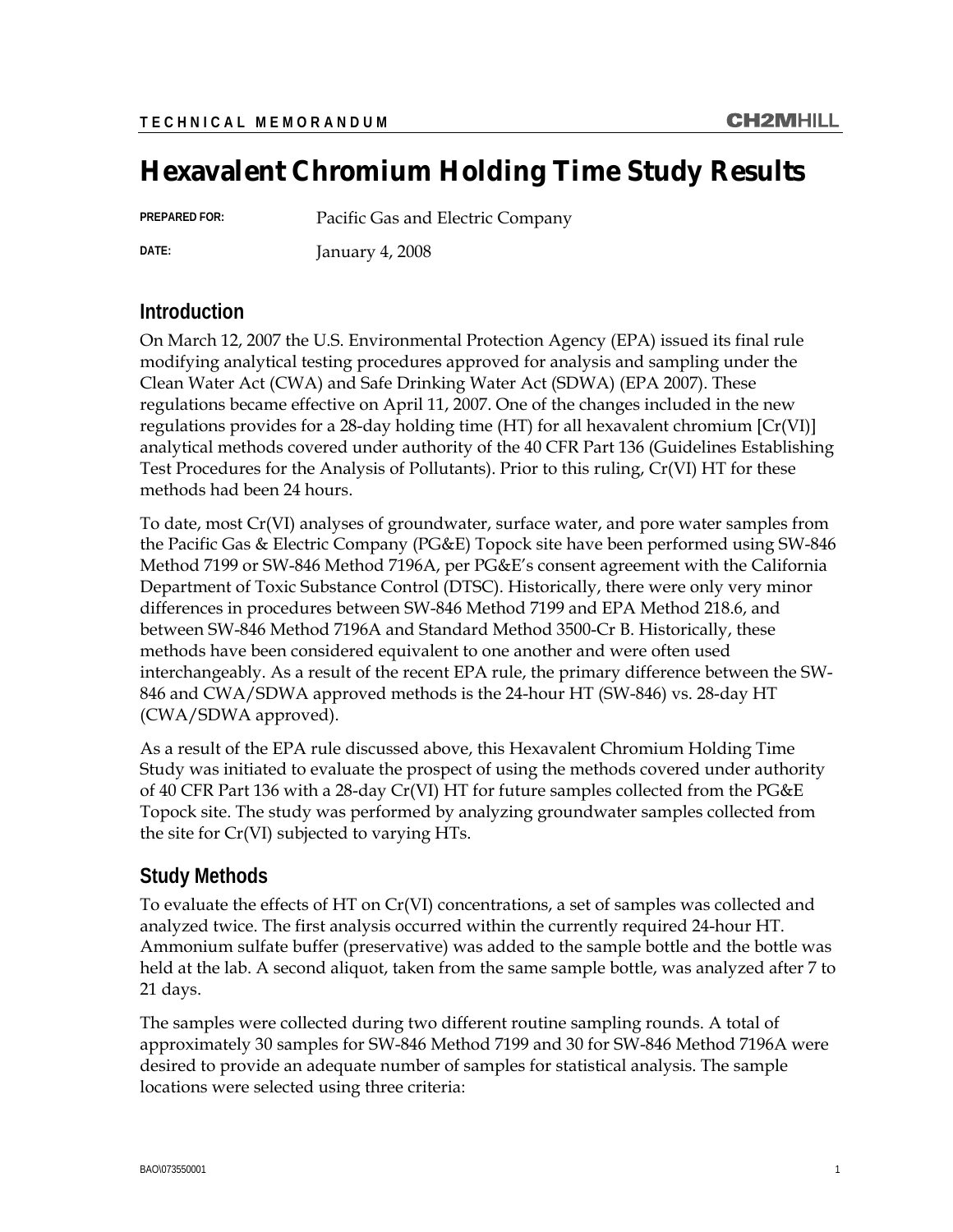TECHNICAL MEMORANDUM

# Hexavalent Chromium Holding Time Study Results

**PREPARED FOR:** Pacific Gas and Electric Company

**DATE:** January 4, 2008

## Introduction

On March 12, 2007 the U.S. Environmental Protection Agency (EPA) issued its final rule modifying analytical testing procedures approved for analysis and sampling under the Clean Water Act (CWA) and Safe Drinking Water Act (SDWA) (EPA 2007). These regulations became effective on April 11, 2007. One of the changes included in the new regulations provides for a 28-day holding time (HT) for all hexavalent chromium [Cr(VI)] analytical methods covered under authority of the 40 CFR Part 136 (Guidelines Establishing Test Procedures for the Analysis of Pollutants). Prior to this ruling, Cr(VI) HT for these methods had been 24 hours.

To date, most Cr(VI) analyses of groundwater, surface water, and pore water samples from the Pacific Gas & Electric Company (PG&E) Topock site have been performed using SW-846 Method 7199 or SW-846 Method 7196A, per PG&E's consent agreement with the California Department of Toxic Substance Control (DTSC). Historically, there were only very minor differences in procedures between SW-846 Method 7199 and EPA Method 218.6, and between SW-846 Method 7196A and Standard Method 3500-Cr B. Historically, these methods have been considered equivalent to one another and were often used interchangeably. As a result of the recent EPA rule, the primary difference between the SW-846 and CWA/SDWA approved methods is the 24-hour HT (SW-846) vs. 28-day HT (CWA/SDWA approved).

As a result of the EPA rule discussed above, this Hexavalent Chromium Holding Time Study was initiated to evaluate the prospect of using the methods covered under authority of 40 CFR Part 136 with a 28-day Cr(VI) HT for future samples collected from the PG&E Topock site. The study was performed by analyzing groundwater samples collected from the site for Cr(VI) subjected to varying HTs.

## Study Methods

To evaluate the effects of HT on Cr(VI) concentrations, a set of samples was collected and analyzed twice. The first analysis occurred within the currently required 24-hour HT. Ammonium sulfate buffer (preservative) was added to the sample bottle and the bottle was held at the lab. A second aliquot, taken from the same sample bottle, was analyzed after 7 to 21 days.

The samples were collected during two different routine sampling rounds. A total of approximately 30 samples for SW-846 Method 7199 and 30 for SW-846 Method 7196A were desired to provide an adequate number of samples for statistical analysis. The sample locations were selected using three criteria: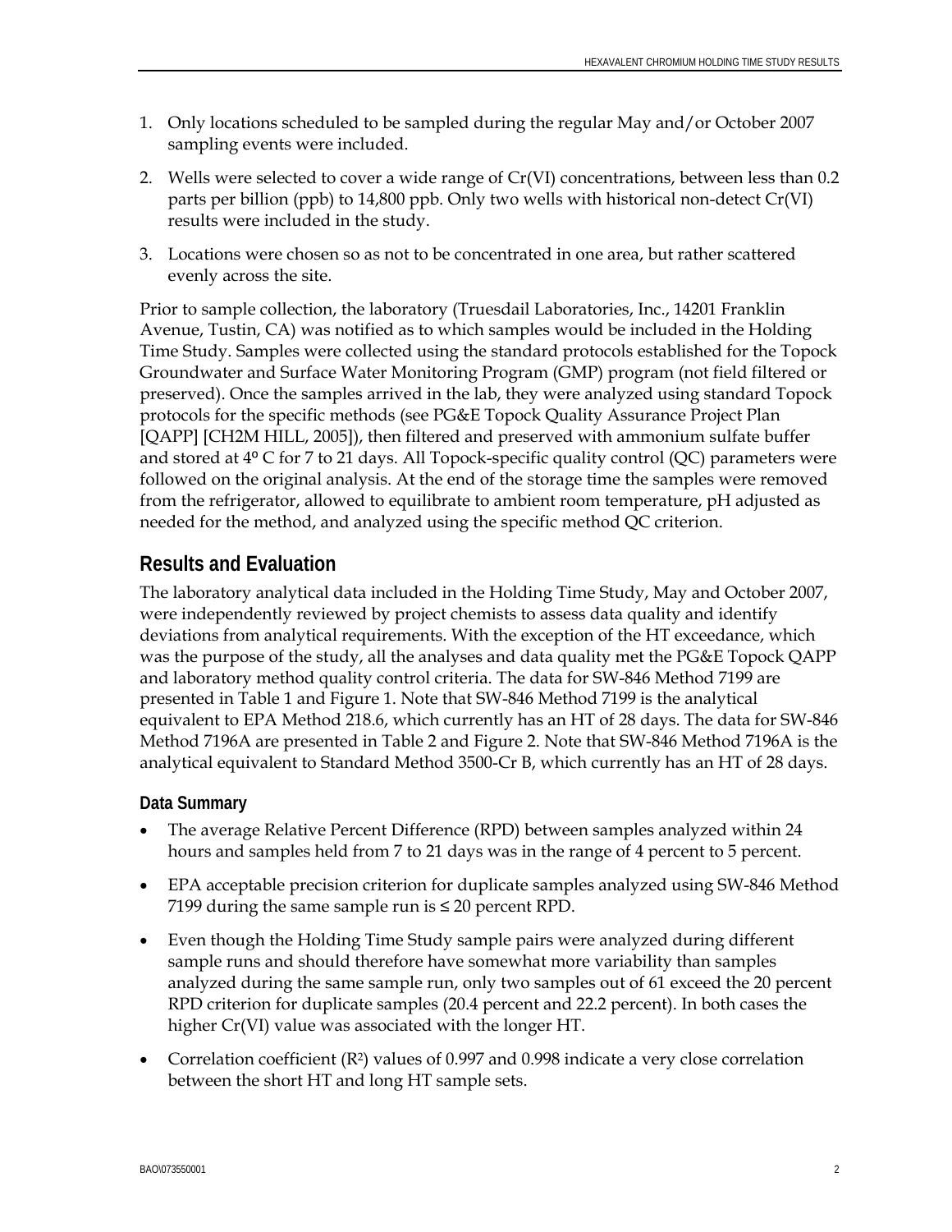1. Only locations scheduled to be sampled during the regular May and/or October 2007 sampling events were included.

2. Wells were selected to cover a wide range of Cr(VI) concentrations, between less than 0.2 parts per billion (ppb) to 14,800 ppb. Only two wells with historical non-detect Cr(VI) results were included in the study.

3. Locations were chosen so as not to be concentrated in one area, but rather scattered evenly across the site.

Prior to sample collection, the laboratory (Truesdail Laboratories, Inc., 14201 Franklin Avenue, Tustin, CA) was notified as to which samples would be included in the Holding Time Study. Samples were collected using the standard protocols established for the Topock Groundwater and Surface Water Monitoring Program (GMP) program (not field filtered or preserved). Once the samples arrived in the lab, they were analyzed using standard Topock protocols for the specific methods (see PG&E Topock Quality Assurance Project Plan [QAPP] [CH2M HILL, 2005]), then filtered and preserved with ammonium sulfate buffer and stored at 4º C for 7 to 21 days. All Topock-specific quality control (QC) parameters were followed on the original analysis. At the end of the storage time the samples were removed from the refrigerator, allowed to equilibrate to ambient room temperature, pH adjusted as needed for the method, and analyzed using the specific method QC criterion.

## Results and Evaluation

The laboratory analytical data included in the Holding Time Study, May and October 2007, were independently reviewed by project chemists to assess data quality and identify deviations from analytical requirements. With the exception of the HT exceedance, which was the purpose of the study, all the analyses and data quality met the PG&E Topock QAPP and laboratory method quality control criteria. The data for SW-846 Method 7199 are presented in Table 1 and Figure 1. Note that SW-846 Method 7199 is the analytical equivalent to EPA Method 218.6, which currently has an HT of 28 days. The data for SW-846 Method 7196A are presented in Table 2 and Figure 2. Note that SW-846 Method 7196A is the analytical equivalent to Standard Method 3500-Cr B, which currently has an HT of 28 days.

### Data Summary

- The average Relative Percent Difference (RPD) between samples analyzed within 24 hours and samples held from 7 to 21 days was in the range of 4 percent to 5 percent.
- EPA acceptable precision criterion for duplicate samples analyzed using SW-846 Method 7199 during the same sample run is ≤ 20 percent RPD.
- Even though the Holding Time Study sample pairs were analyzed during different sample runs and should therefore have somewhat more variability than samples analyzed during the same sample run, only two samples out of 61 exceed the 20 percent RPD criterion for duplicate samples (20.4 percent and 22.2 percent). In both cases the higher Cr(VI) value was associated with the longer HT.
- Correlation coefficient ($R^2$) values of 0.997 and 0.998 indicate a very close correlation between the short HT and long HT sample sets.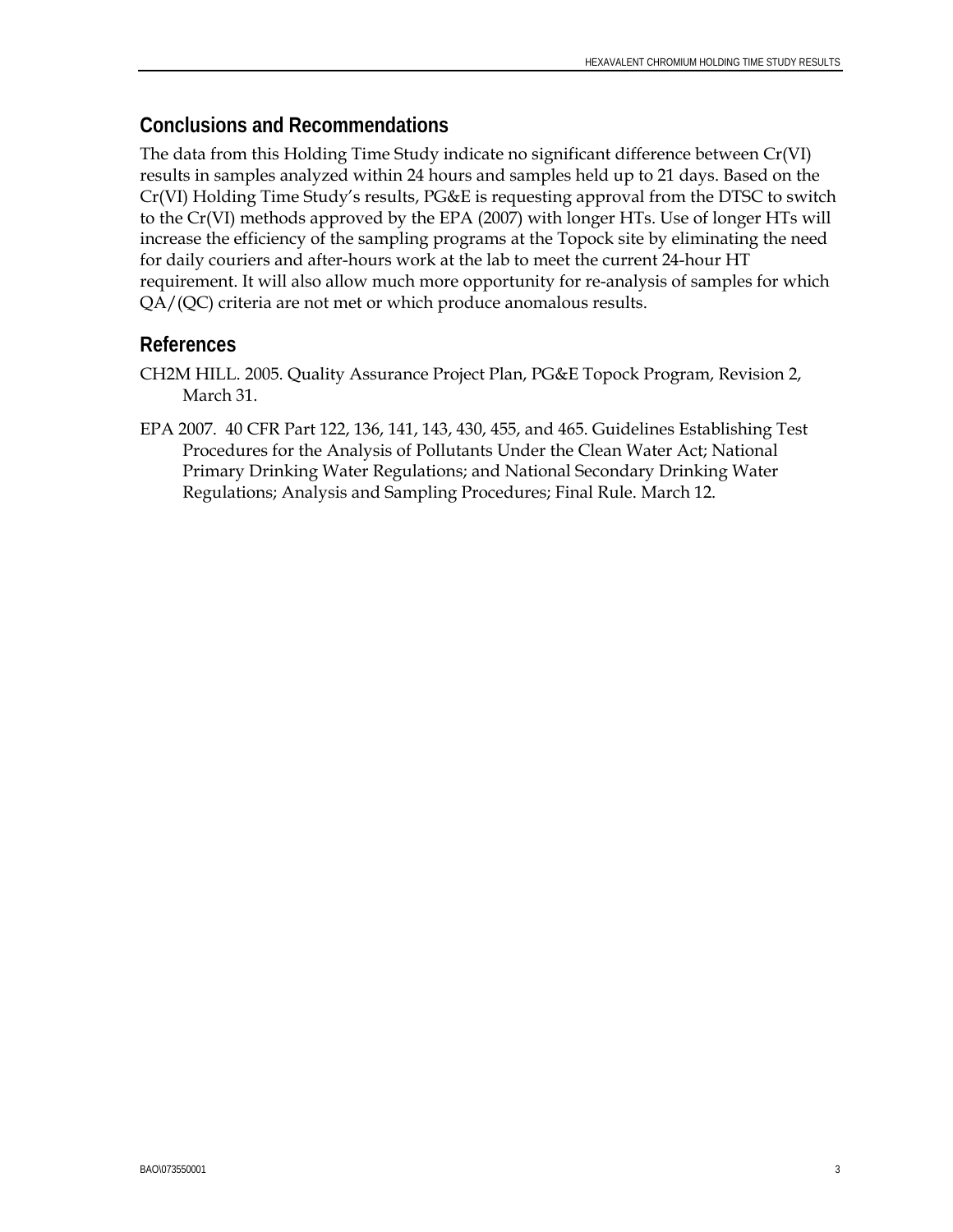## Conclusions and Recommendations

The data from this Holding Time Study indicate no significant difference between Cr(VI) results in samples analyzed within 24 hours and samples held up to 21 days. Based on the Cr(VI) Holding Time Study's results, PG&E is requesting approval from the DTSC to switch to the Cr(VI) methods approved by the EPA (2007) with longer HTs. Use of longer HTs will increase the efficiency of the sampling programs at the Topock site by eliminating the need for daily couriers and after-hours work at the lab to meet the current 24-hour HT requirement. It will also allow much more opportunity for re-analysis of samples for which QA/(QC) criteria are not met or which produce anomalous results.

## References

CH2M HILL. 2005. Quality Assurance Project Plan, PG&E Topock Program, Revision 2, March 31.

EPA 2007. 40 CFR Part 122, 136, 141, 143, 430, 455, and 465. Guidelines Establishing Test Procedures for the Analysis of Pollutants Under the Clean Water Act; National Primary Drinking Water Regulations; and National Secondary Drinking Water Regulations; Analysis and Sampling Procedures; Final Rule. March 12.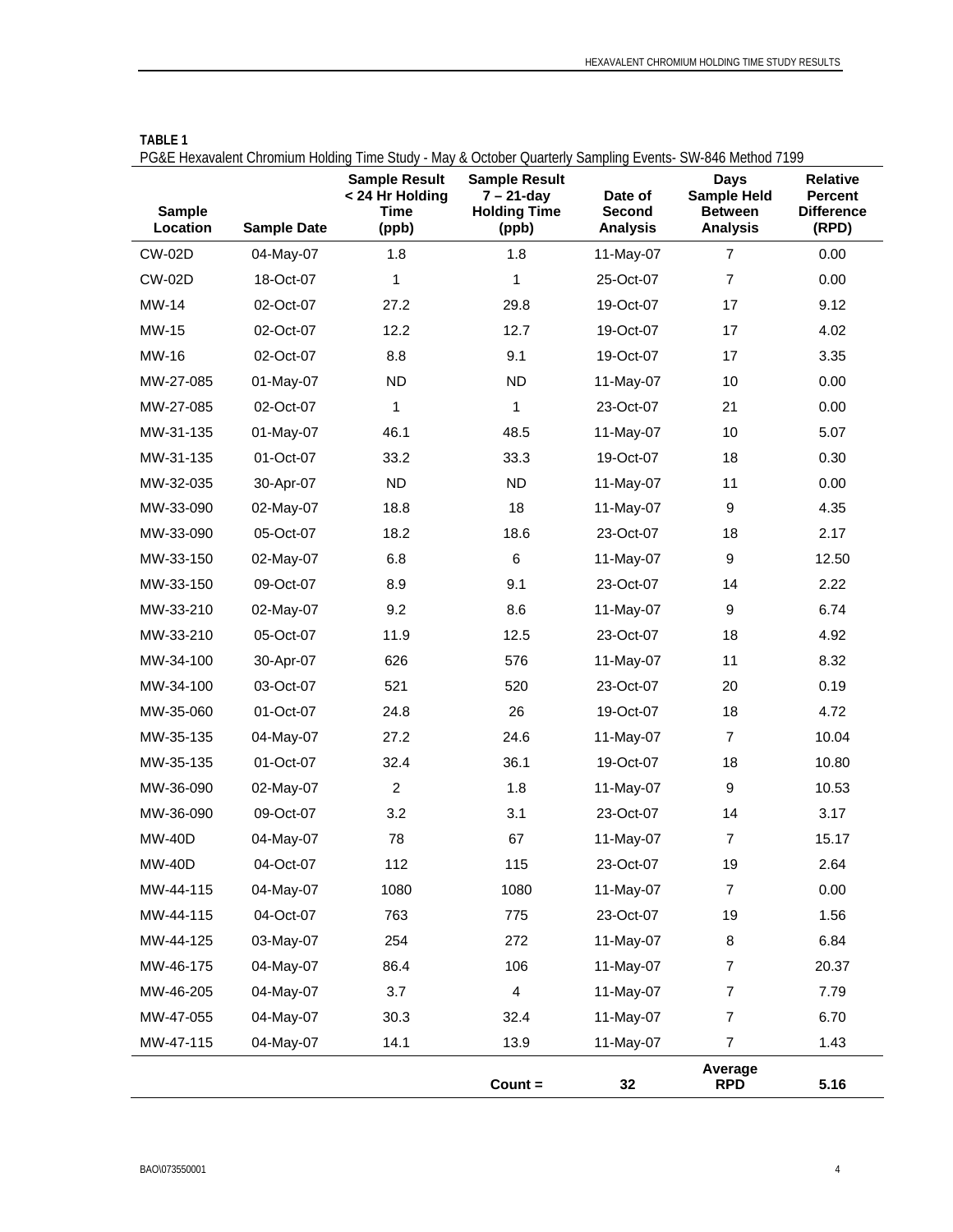**TABLE 1**

PG&E Hexavalent Chromium Holding Time Study - May & October Quarterly Sampling Events- SW-846 Method 7199

| Sample Location | Sample Date | Sample Result < 24 Hr Holding Time (ppb) | Sample Result 7 – 21-day Holding Time (ppb) | Date of Second Analysis | Days Sample Held Between Analysis | Relative Percent Difference (RPD) |
|---|---|---|---|---|---|---|
| CW-02D | 04-May-07 | 1.8 | 1.8 | 11-May-07 | 7 | 0.00 |
| CW-02D | 18-Oct-07 | 1 | 1 | 25-Oct-07 | 7 | 0.00 |
| MW-14 | 02-Oct-07 | 27.2 | 29.8 | 19-Oct-07 | 17 | 9.12 |
| MW-15 | 02-Oct-07 | 12.2 | 12.7 | 19-Oct-07 | 17 | 4.02 |
| MW-16 | 02-Oct-07 | 8.8 | 9.1 | 19-Oct-07 | 17 | 3.35 |
| MW-27-085 | 01-May-07 | ND | ND | 11-May-07 | 10 | 0.00 |
| MW-27-085 | 02-Oct-07 | 1 | 1 | 23-Oct-07 | 21 | 0.00 |
| MW-31-135 | 01-May-07 | 46.1 | 48.5 | 11-May-07 | 10 | 5.07 |
| MW-31-135 | 01-Oct-07 | 33.2 | 33.3 | 19-Oct-07 | 18 | 0.30 |
| MW-32-035 | 30-Apr-07 | ND | ND | 11-May-07 | 11 | 0.00 |
| MW-33-090 | 02-May-07 | 18.8 | 18 | 11-May-07 | 9 | 4.35 |
| MW-33-090 | 05-Oct-07 | 18.2 | 18.6 | 23-Oct-07 | 18 | 2.17 |
| MW-33-150 | 02-May-07 | 6.8 | 6 | 11-May-07 | 9 | 12.50 |
| MW-33-150 | 09-Oct-07 | 8.9 | 9.1 | 23-Oct-07 | 14 | 2.22 |
| MW-33-210 | 02-May-07 | 9.2 | 8.6 | 11-May-07 | 9 | 6.74 |
| MW-33-210 | 05-Oct-07 | 11.9 | 12.5 | 23-Oct-07 | 18 | 4.92 |
| MW-34-100 | 30-Apr-07 | 626 | 576 | 11-May-07 | 11 | 8.32 |
| MW-34-100 | 03-Oct-07 | 521 | 520 | 23-Oct-07 | 20 | 0.19 |
| MW-35-060 | 01-Oct-07 | 24.8 | 26 | 19-Oct-07 | 18 | 4.72 |
| MW-35-135 | 04-May-07 | 27.2 | 24.6 | 11-May-07 | 7 | 10.04 |
| MW-35-135 | 01-Oct-07 | 32.4 | 36.1 | 19-Oct-07 | 18 | 10.80 |
| MW-36-090 | 02-May-07 | 2 | 1.8 | 11-May-07 | 9 | 10.53 |
| MW-36-090 | 09-Oct-07 | 3.2 | 3.1 | 23-Oct-07 | 14 | 3.17 |
| MW-40D | 04-May-07 | 78 | 67 | 11-May-07 | 7 | 15.17 |
| MW-40D | 04-Oct-07 | 112 | 115 | 23-Oct-07 | 19 | 2.64 |
| MW-44-115 | 04-May-07 | 1080 | 1080 | 11-May-07 | 7 | 0.00 |
| MW-44-115 | 04-Oct-07 | 763 | 775 | 23-Oct-07 | 19 | 1.56 |
| MW-44-125 | 03-May-07 | 254 | 272 | 11-May-07 | 8 | 6.84 |
| MW-46-175 | 04-May-07 | 86.4 | 106 | 11-May-07 | 7 | 20.37 |
| MW-46-205 | 04-May-07 | 3.7 | 4 | 11-May-07 | 7 | 7.79 |
| MW-47-055 | 04-May-07 | 30.3 | 32.4 | 11-May-07 | 7 | 6.70 |
| MW-47-115 | 04-May-07 | 14.1 | 13.9 | 11-May-07 | 7 | 1.43 |
| | | | **Count =** | **32** | **Average RPD** | **5.16** |

BAO\073550001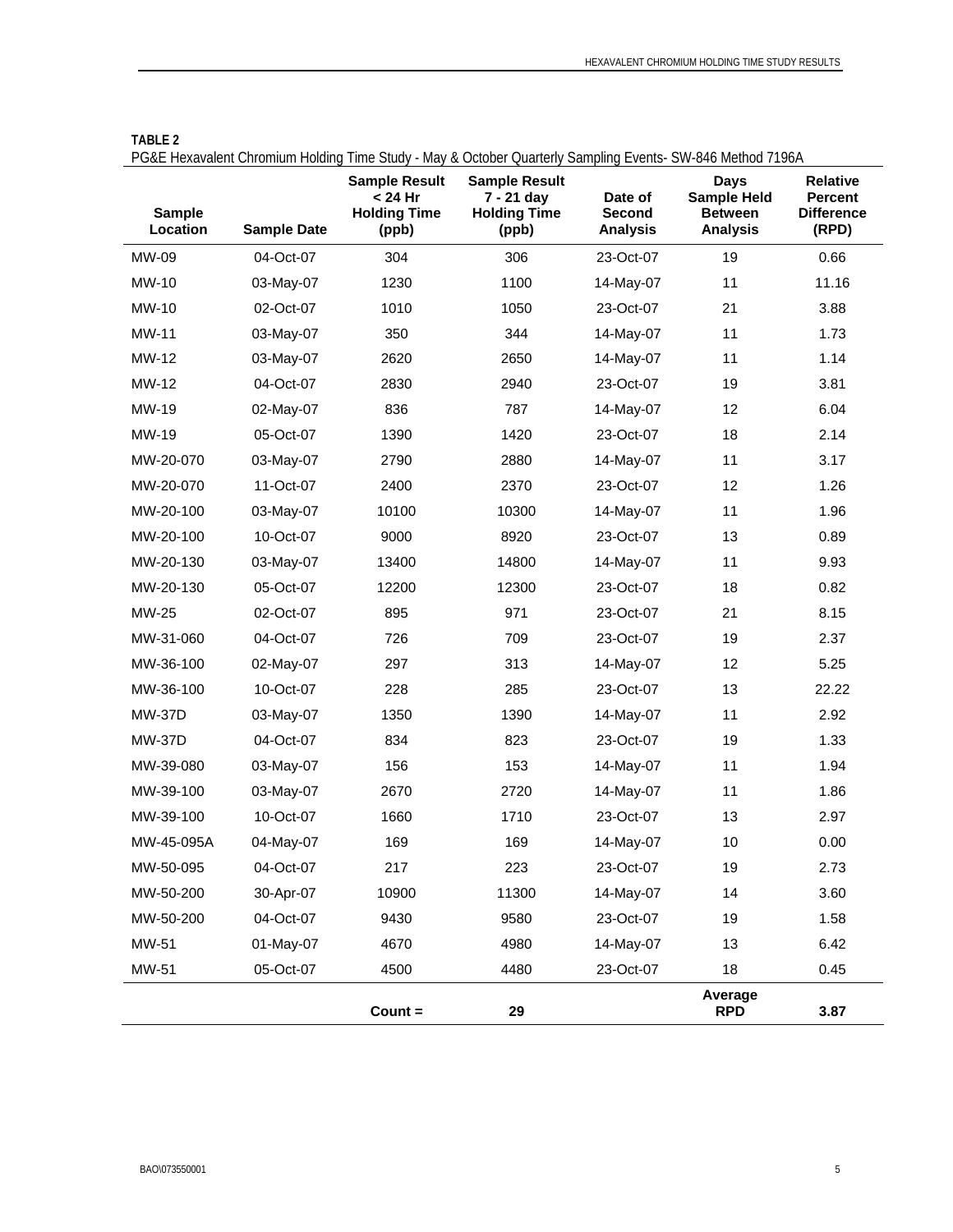**TABLE 2**

PG&E Hexavalent Chromium Holding Time Study - May & October Quarterly Sampling Events- SW-846 Method 7196A

| Sample Location | Sample Date | Sample Result < 24 Hr Holding Time (ppb) | Sample Result 7 - 21 day Holding Time (ppb) | Date of Second Analysis | Days Sample Held Between Analysis | Relative Percent Difference (RPD) |
|---|---|---|---|---|---|---|
| MW-09 | 04-Oct-07 | 304 | 306 | 23-Oct-07 | 19 | 0.66 |
| MW-10 | 03-May-07 | 1230 | 1100 | 14-May-07 | 11 | 11.16 |
| MW-10 | 02-Oct-07 | 1010 | 1050 | 23-Oct-07 | 21 | 3.88 |
| MW-11 | 03-May-07 | 350 | 344 | 14-May-07 | 11 | 1.73 |
| MW-12 | 03-May-07 | 2620 | 2650 | 14-May-07 | 11 | 1.14 |
| MW-12 | 04-Oct-07 | 2830 | 2940 | 23-Oct-07 | 19 | 3.81 |
| MW-19 | 02-May-07 | 836 | 787 | 14-May-07 | 12 | 6.04 |
| MW-19 | 05-Oct-07 | 1390 | 1420 | 23-Oct-07 | 18 | 2.14 |
| MW-20-070 | 03-May-07 | 2790 | 2880 | 14-May-07 | 11 | 3.17 |
| MW-20-070 | 11-Oct-07 | 2400 | 2370 | 23-Oct-07 | 12 | 1.26 |
| MW-20-100 | 03-May-07 | 10100 | 10300 | 14-May-07 | 11 | 1.96 |
| MW-20-100 | 10-Oct-07 | 9000 | 8920 | 23-Oct-07 | 13 | 0.89 |
| MW-20-130 | 03-May-07 | 13400 | 14800 | 14-May-07 | 11 | 9.93 |
| MW-20-130 | 05-Oct-07 | 12200 | 12300 | 23-Oct-07 | 18 | 0.82 |
| MW-25 | 02-Oct-07 | 895 | 971 | 23-Oct-07 | 21 | 8.15 |
| MW-31-060 | 04-Oct-07 | 726 | 709 | 23-Oct-07 | 19 | 2.37 |
| MW-36-100 | 02-May-07 | 297 | 313 | 14-May-07 | 12 | 5.25 |
| MW-36-100 | 10-Oct-07 | 228 | 285 | 23-Oct-07 | 13 | 22.22 |
| MW-37D | 03-May-07 | 1350 | 1390 | 14-May-07 | 11 | 2.92 |
| MW-37D | 04-Oct-07 | 834 | 823 | 23-Oct-07 | 19 | 1.33 |
| MW-39-080 | 03-May-07 | 156 | 153 | 14-May-07 | 11 | 1.94 |
| MW-39-100 | 03-May-07 | 2670 | 2720 | 14-May-07 | 11 | 1.86 |
| MW-39-100 | 10-Oct-07 | 1660 | 1710 | 23-Oct-07 | 13 | 2.97 |
| MW-45-095A | 04-May-07 | 169 | 169 | 14-May-07 | 10 | 0.00 |
| MW-50-095 | 04-Oct-07 | 217 | 223 | 23-Oct-07 | 19 | 2.73 |
| MW-50-200 | 30-Apr-07 | 10900 | 11300 | 14-May-07 | 14 | 3.60 |
| MW-50-200 | 04-Oct-07 | 9430 | 9580 | 23-Oct-07 | 19 | 1.58 |
| MW-51 | 01-May-07 | 4670 | 4980 | 14-May-07 | 13 | 6.42 |
| MW-51 | 05-Oct-07 | 4500 | 4480 | 23-Oct-07 | 18 | 0.45 |
| | | **Count =** | **29** | | **Average RPD** | **3.87** |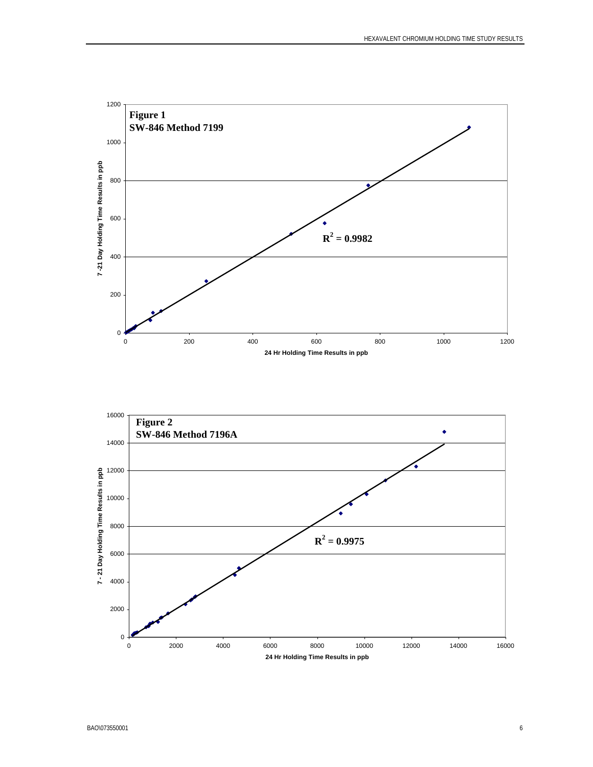Figure 1

SW-846 Method 7199

7 -21 Day Holding Time Results in ppb

24 Hr Holding Time Results in ppb

0
200
400
600
800
1000
1200

$R^2 = 0.9982$

Figure 2

SW-846 Method 7196A

7 - 21 Day Holding Time Results in ppb

24 Hr Holding Time Results in ppb

0
2000
4000
6000
8000
10000
12000
14000
16000

$R^2 = 0.9975$